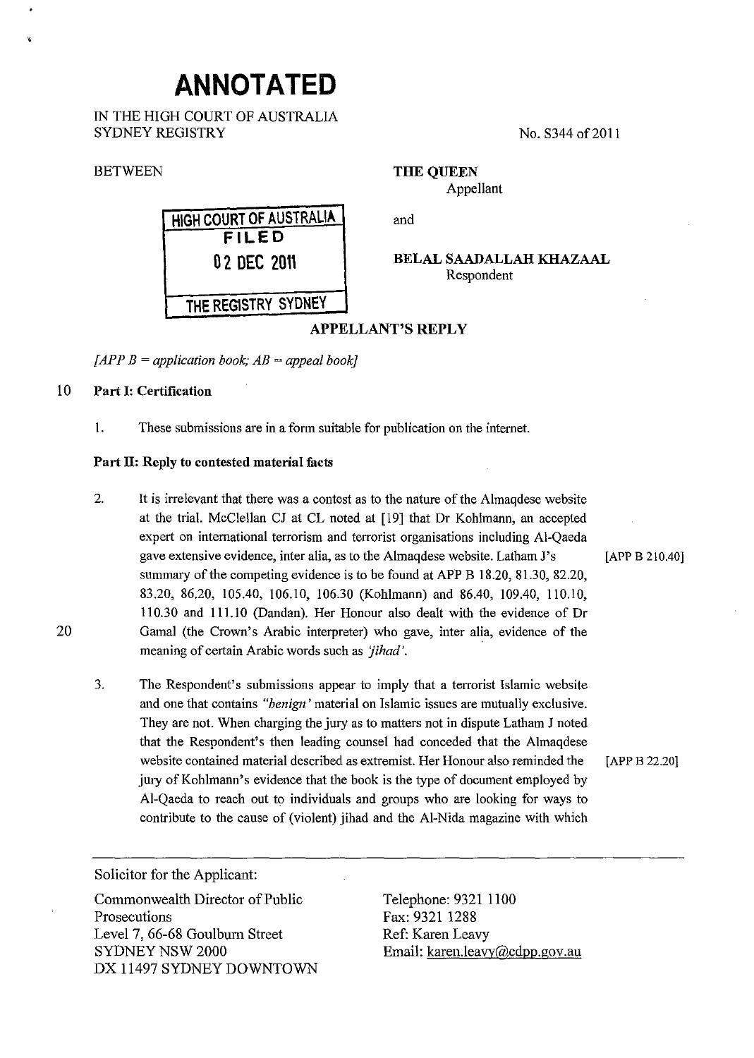# ANNOTATED

IN THE HIGH COURT OF AUSTRALIA
SYDNEY REGISTRY

No. S344 of 2011

BETWEEN

**THE QUEEN**
Appellant

and

**BELAL SAADALLAH KHAZAAL**
Respondent

HIGH COURT OF AUSTRALIA
FILED
02 DEC 2011
THE REGISTRY SYDNEY

## APPELLANT'S REPLY

*[APP B = application book; AB = appeal book]*

### Part I: Certification

1. These submissions are in a form suitable for publication on the internet.

### Part II: Reply to contested material facts

2. It is irrelevant that there was a contest as to the nature of the Almaqdese website at the trial. McClellan CJ at CL noted at [19] that Dr Kohlmann, an accepted expert on international terrorism and terrorist organisations including Al-Qaeda gave extensive evidence, inter alia, as to the Almaqdese website. Latham J's summary of the competing evidence is to be found at APP B 18.20, 81.30, 82.20, 83.20, 86.20, 105.40, 106.10, 106.30 (Kohlmann) and 86.40, 109.40, 110.10, 110.30 and 111.10 (Dandan). Her Honour also dealt with the evidence of Dr Gamal (the Crown's Arabic interpreter) who gave, inter alia, evidence of the meaning of certain Arabic words such as *'jihad'*. [APP B 210.40]

3. The Respondent's submissions appear to imply that a terrorist Islamic website and one that contains *"benign"* material on Islamic issues are mutually exclusive. They are not. When charging the jury as to matters not in dispute Latham J noted that the Respondent's then leading counsel had conceded that the Almaqdese website contained material described as extremist. Her Honour also reminded the jury of Kohlmann's evidence that the book is the type of document employed by Al-Qaeda to reach out to individuals and groups who are looking for ways to contribute to the cause of (violent) jihad and the Al-Nida magazine with which [APP B 22.20]

Solicitor for the Applicant:

Commonwealth Director of Public Prosecutions
Level 7, 66-68 Goulburn Street
SYDNEY NSW 2000
DX 11497 SYDNEY DOWNTOWN

Telephone: 9321 1100
Fax: 9321 1288
Ref: Karen Leavy
Email: karen.leavy@cdpp.gov.au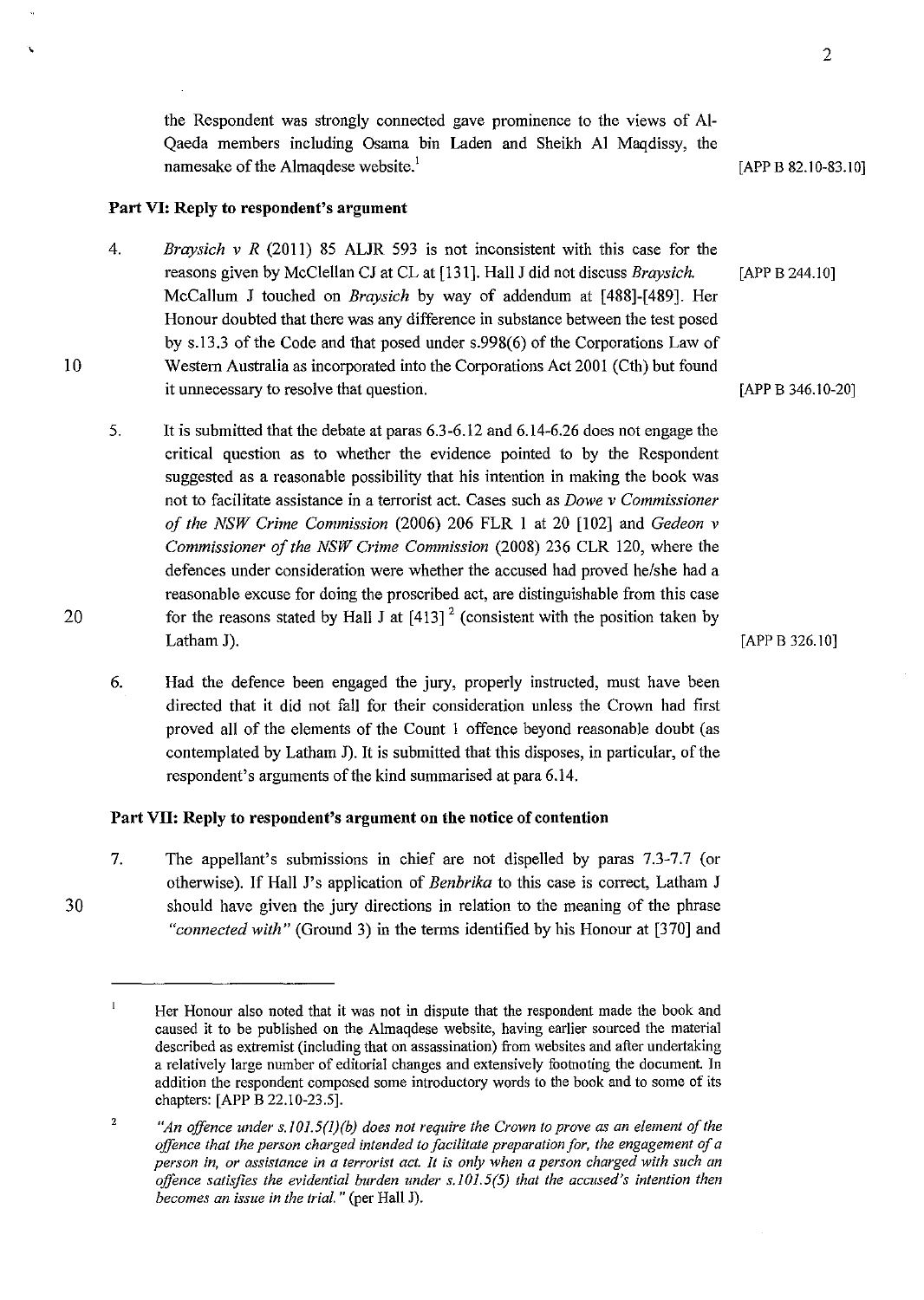the Respondent was strongly connected gave prominence to the views of Al-Qaeda members including Osama bin Laden and Sheikh Al Maqdissy, the namesake of the Almaqdese website.[1] [APP B 82.10-83.10]

## Part VI: Reply to respondent's argument

4. *Braysich v R* (2011) 85 ALJR 593 is not inconsistent with this case for the reasons given by McClellan CJ at CL at [131]. Hall J did not discuss *Braysich*. McCallum J touched on *Braysich* by way of addendum at [488]-[489]. Her Honour doubted that there was any difference in substance between the test posed by s.13.3 of the Code and that posed under s.998(6) of the Corporations Law of Western Australia as incorporated into the Corporations Act 2001 (Cth) but found it unnecessary to resolve that question. [APP B 244.10] [APP B 346.10-20]

5. It is submitted that the debate at paras 6.3-6.12 and 6.14-6.26 does not engage the critical question as to whether the evidence pointed to by the Respondent suggested as a reasonable possibility that his intention in making the book was not to facilitate assistance in a terrorist act. Cases such as *Dowe v Commissioner of the NSW Crime Commission* (2006) 206 FLR 1 at 20 [102] and *Gedeon v Commissioner of the NSW Crime Commission* (2008) 236 CLR 120, where the defences under consideration were whether the accused had proved he/she had a reasonable excuse for doing the proscribed act, are distinguishable from this case for the reasons stated by Hall J at [413][2] (consistent with the position taken by Latham J). [APP B 326.10]

6. Had the defence been engaged the jury, properly instructed, must have been directed that it did not fall for their consideration unless the Crown had first proved all of the elements of the Count 1 offence beyond reasonable doubt (as contemplated by Latham J). It is submitted that this disposes, in particular, of the respondent's arguments of the kind summarised at para 6.14.

## Part VII: Reply to respondent's argument on the notice of contention

7. The appellant's submissions in chief are not dispelled by paras 7.3-7.7 (or otherwise). If Hall J's application of *Benbrika* to this case is correct, Latham J should have given the jury directions in relation to the meaning of the phrase *"connected with"* (Ground 3) in the terms identified by his Honour at [370] and

---

[1] Her Honour also noted that it was not in dispute that the respondent made the book and caused it to be published on the Almaqdese website, having earlier sourced the material described as extremist (including that on assassination) from websites and after undertaking a relatively large number of editorial changes and extensively footnoting the document. In addition the respondent composed some introductory words to the book and to some of its chapters: [APP B 22.10-23.5].

[2] *"An offence under s.101.5(1)(b) does not require the Crown to prove as an element of the offence that the person charged intended to facilitate preparation for, the engagement of a person in, or assistance in a terrorist act. It is only when a person charged with such an offence satisfies the evidential burden under s.101.5(5) that the accused's intention then becomes an issue in the trial."* (per Hall J).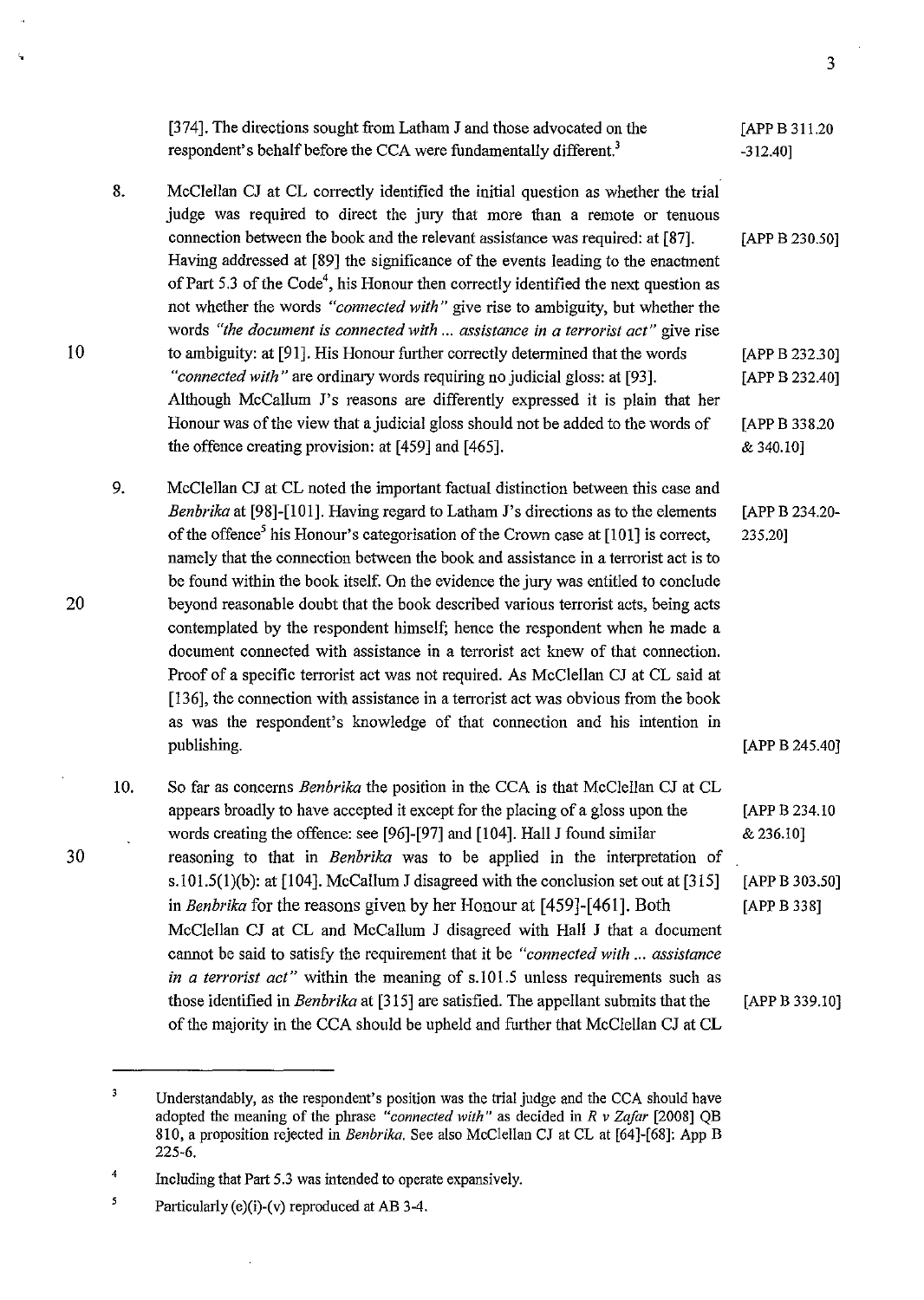[374]. The directions sought from Latham J and those advocated on the respondent's behalf before the CCA were fundamentally different.[3] [APP B 311.20 -312.40]

8. McClellan CJ at CL correctly identified the initial question as whether the trial judge was required to direct the jury that more than a remote or tenuous connection between the book and the relevant assistance was required: at [87]. [APP B 230.50] Having addressed at [89] the significance of the events leading to the enactment of Part 5.3 of the Code[4], his Honour then correctly identified the next question as not whether the words *"connected with"* give rise to ambiguity, but whether the words *"the document is connected with ... assistance in a terrorist act"* give rise to ambiguity: at [91]. [APP B 232.30] His Honour further correctly determined that the words *"connected with"* are ordinary words requiring no judicial gloss: at [93]. [APP B 232.40] Although McCallum J's reasons are differently expressed it is plain that her Honour was of the view that a judicial gloss should not be added to the words of the offence creating provision: at [459] and [465]. [APP B 338.20 & 340.10]

9. McClellan CJ at CL noted the important factual distinction between this case and *Benbrika* at [98]-[101]. Having regard to Latham J's directions as to the elements of the offence[5] his Honour's categorisation of the Crown case at [101] is correct, [APP B 234.20-235.20] namely that the connection between the book and assistance in a terrorist act is to be found within the book itself. On the evidence the jury was entitled to conclude beyond reasonable doubt that the book described various terrorist acts, being acts contemplated by the respondent himself; hence the respondent when he made a document connected with assistance in a terrorist act knew of that connection. Proof of a specific terrorist act was not required. As McClellan CJ at CL said at [136], the connection with assistance in a terrorist act was obvious from the book as was the respondent's knowledge of that connection and his intention in publishing. [APP B 245.40]

10. So far as concerns *Benbrika* the position in the CCA is that McClellan CJ at CL appears broadly to have accepted it except for the placing of a gloss upon the words creating the offence: see [96]-[97] and [104]. [APP B 234.10 & 236.10] Hall J found similar reasoning to that in *Benbrika* was to be applied in the interpretation of s.101.5(1)(b): at [104]. McCallum J disagreed with the conclusion set out at [315] in *Benbrika* for the reasons given by her Honour at [459]-[461]. [APP B 303.50] [APP B 338] Both McClellan CJ at CL and McCallum J disagreed with Hall J that a document cannot be said to satisfy the requirement that it be *"connected with ... assistance in a terrorist act"* within the meaning of s.101.5 unless requirements such as those identified in *Benbrika* at [315] are satisfied. [APP B 339.10] The appellant submits that the of the majority in the CCA should be upheld and further that McClellan CJ at CL

---

[3] Understandably, as the respondent's position was the trial judge and the CCA should have adopted the meaning of the phrase *"connected with"* as decided in *R v Zafar* [2008] QB 810, a proposition rejected in *Benbrika*. See also McClellan CJ at CL at [64]-[68]: App B 225-6.

[4] Including that Part 5.3 was intended to operate expansively.

[5] Particularly (e)(i)-(v) reproduced at AB 3-4.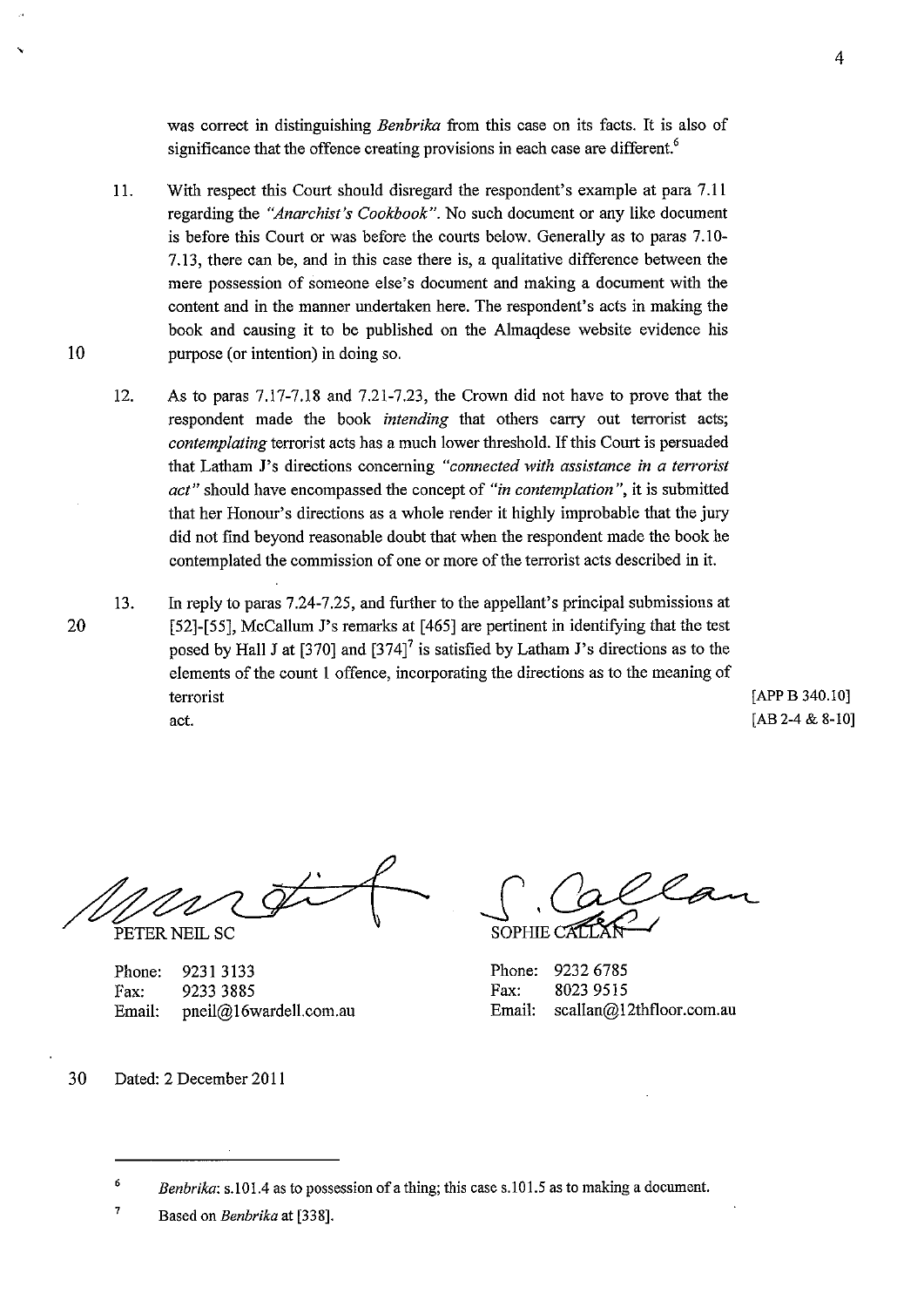was correct in distinguishing *Benbrika* from this case on its facts. It is also of significance that the offence creating provisions in each case are different.[6]

11. With respect this Court should disregard the respondent's example at para 7.11 regarding the *"Anarchist's Cookbook"*. No such document or any like document is before this Court or was before the courts below. Generally as to paras 7.10-7.13, there can be, and in this case there is, a qualitative difference between the mere possession of someone else's document and making a document with the content and in the manner undertaken here. The respondent's acts in making the book and causing it to be published on the Almaqdese website evidence his purpose (or intention) in doing so.

12. As to paras 7.17-7.18 and 7.21-7.23, the Crown did not have to prove that the respondent made the book *intending* that others carry out terrorist acts; *contemplating* terrorist acts has a much lower threshold. If this Court is persuaded that Latham J's directions concerning *"connected with assistance in a terrorist act"* should have encompassed the concept of *"in contemplation"*, it is submitted that her Honour's directions as a whole render it highly improbable that the jury did not find beyond reasonable doubt that when the respondent made the book he contemplated the commission of one or more of the terrorist acts described in it.

13. In reply to paras 7.24-7.25, and further to the appellant's principal submissions at [52]-[55], McCallum J's remarks at [465] are pertinent in identifying that the test posed by Hall J at [370] and [374][7] is satisfied by Latham J's directions as to the elements of the count 1 offence, incorporating the directions as to the meaning of terrorist act. [APP B 340.10] [AB 2-4 & 8-10]

PETER NEIL SC

Phone: 9231 3133
Fax: 9233 3885
Email: pneil@16wardell.com.au

SOPHIE CALLAN

Phone: 9232 6785
Fax: 8023 9515
Email: scallan@12thfloor.com.au

Dated: 2 December 2011

---

[6] *Benbrika*: s.101.4 as to possession of a thing; this case s.101.5 as to making a document.

[7] Based on *Benbrika* at [338].